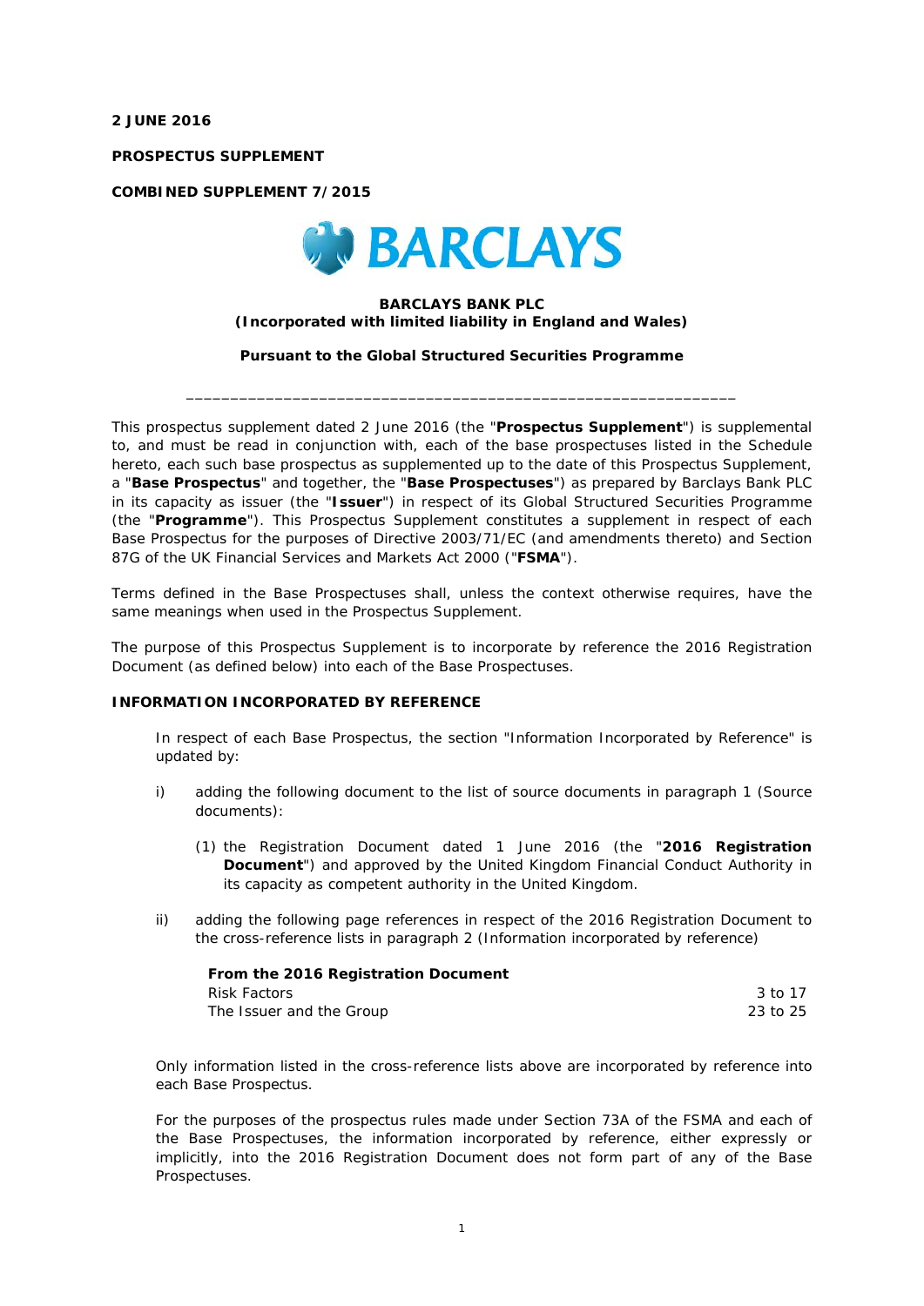**2 JUNE 2016**

**PROSPECTUS SUPPLEMENT**

**COMBINED SUPPLEMENT 7/2015**

**BARCLAYS BANK PLC**
**(Incorporated with limited liability in England and Wales)**

**Pursuant to the Global Structured Securities Programme**

---

This prospectus supplement dated 2 June 2016 (the "**Prospectus Supplement**") is supplemental to, and must be read in conjunction with, each of the base prospectuses listed in the Schedule hereto, each such base prospectus as supplemented up to the date of this Prospectus Supplement, a "**Base Prospectus**" and together, the "**Base Prospectuses**") as prepared by Barclays Bank PLC in its capacity as issuer (the "**Issuer**") in respect of its Global Structured Securities Programme (the "**Programme**"). This Prospectus Supplement constitutes a supplement in respect of each Base Prospectus for the purposes of Directive 2003/71/EC (and amendments thereto) and Section 87G of the UK Financial Services and Markets Act 2000 ("**FSMA**").

Terms defined in the Base Prospectuses shall, unless the context otherwise requires, have the same meanings when used in the Prospectus Supplement.

The purpose of this Prospectus Supplement is to incorporate by reference the 2016 Registration Document (as defined below) into each of the Base Prospectuses.

**INFORMATION INCORPORATED BY REFERENCE**

In respect of each Base Prospectus, the section "Information Incorporated by Reference" is updated by:

i) adding the following document to the list of source documents in paragraph 1 (Source documents):

   (1) the Registration Document dated 1 June 2016 (the "**2016 Registration Document**") and approved by the United Kingdom Financial Conduct Authority in its capacity as competent authority in the United Kingdom.

ii) adding the following page references in respect of the 2016 Registration Document to the cross-reference lists in paragraph 2 (Information incorporated by reference)

| **From the 2016 Registration Document** | |
|---|---|
| Risk Factors | 3 to 17 |
| The Issuer and the Group | 23 to 25 |

Only information listed in the cross-reference lists above are incorporated by reference into each Base Prospectus.

For the purposes of the prospectus rules made under Section 73A of the FSMA and each of the Base Prospectuses, the information incorporated by reference, either expressly or implicitly, into the 2016 Registration Document does not form part of any of the Base Prospectuses.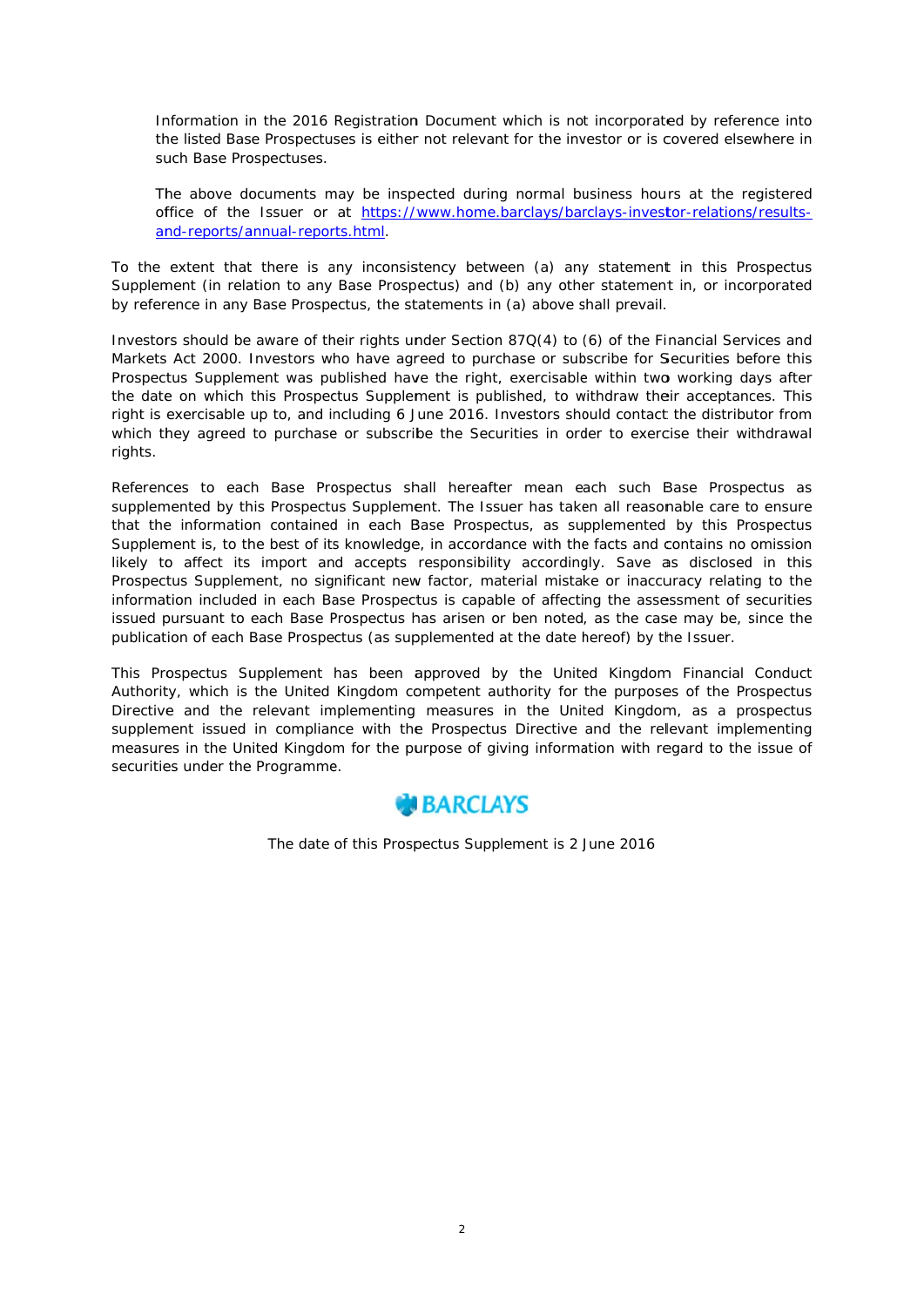Information in the 2016 Registration Document which is not incorporated by reference into the listed Base Prospectuses is either not relevant for the investor or is covered elsewhere in such Base Prospectuses.

The above documents may be inspected during normal business hours at the registered office of the Issuer or at [https://www.home.barclays/barclays-investor-relations/results-and-reports/annual-reports.html](https://www.home.barclays/barclays-investor-relations/results-and-reports/annual-reports.html).

To the extent that there is any inconsistency between (a) any statement in this Prospectus Supplement (in relation to any Base Prospectus) and (b) any other statement in, or incorporated by reference in any Base Prospectus, the statements in (a) above shall prevail.

Investors should be aware of their rights under Section 87Q(4) to (6) of the Financial Services and Markets Act 2000. Investors who have agreed to purchase or subscribe for Securities before this Prospectus Supplement was published have the right, exercisable within two working days after the date on which this Prospectus Supplement is published, to withdraw their acceptances. This right is exercisable up to, and including 6 June 2016. Investors should contact the distributor from which they agreed to purchase or subscribe the Securities in order to exercise their withdrawal rights.

References to each Base Prospectus shall hereafter mean each such Base Prospectus as supplemented by this Prospectus Supplement. The Issuer has taken all reasonable care to ensure that the information contained in each Base Prospectus, as supplemented by this Prospectus Supplement is, to the best of its knowledge, in accordance with the facts and contains no omission likely to affect its import and accepts responsibility accordingly. Save as disclosed in this Prospectus Supplement, no significant new factor, material mistake or inaccuracy relating to the information included in each Base Prospectus is capable of affecting the assessment of securities issued pursuant to each Base Prospectus has arisen or ben noted, as the case may be, since the publication of each Base Prospectus (as supplemented at the date hereof) by the Issuer.

This Prospectus Supplement has been approved by the United Kingdom Financial Conduct Authority, which is the United Kingdom competent authority for the purposes of the Prospectus Directive and the relevant implementing measures in the United Kingdom, as a prospectus supplement issued in compliance with the Prospectus Directive and the relevant implementing measures in the United Kingdom for the purpose of giving information with regard to the issue of securities under the Programme.

BARCLAYS

The date of this Prospectus Supplement is 2 June 2016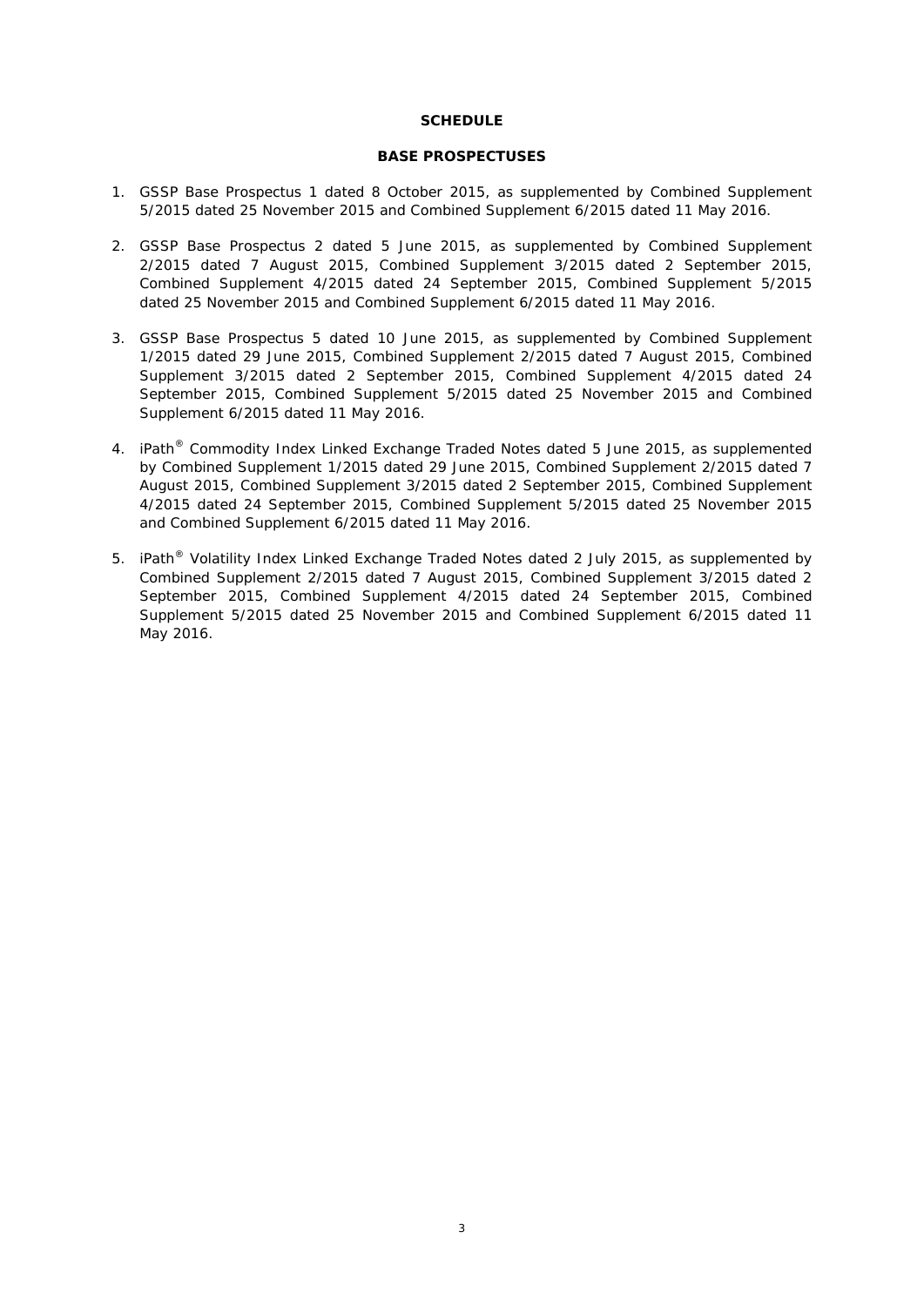**SCHEDULE**

**BASE PROSPECTUSES**

1. GSSP Base Prospectus 1 dated 8 October 2015, as supplemented by Combined Supplement 5/2015 dated 25 November 2015 and Combined Supplement 6/2015 dated 11 May 2016.

2. GSSP Base Prospectus 2 dated 5 June 2015, as supplemented by Combined Supplement 2/2015 dated 7 August 2015, Combined Supplement 3/2015 dated 2 September 2015, Combined Supplement 4/2015 dated 24 September 2015, Combined Supplement 5/2015 dated 25 November 2015 and Combined Supplement 6/2015 dated 11 May 2016.

3. GSSP Base Prospectus 5 dated 10 June 2015, as supplemented by Combined Supplement 1/2015 dated 29 June 2015, Combined Supplement 2/2015 dated 7 August 2015, Combined Supplement 3/2015 dated 2 September 2015, Combined Supplement 4/2015 dated 24 September 2015, Combined Supplement 5/2015 dated 25 November 2015 and Combined Supplement 6/2015 dated 11 May 2016.

4. iPath® Commodity Index Linked Exchange Traded Notes dated 5 June 2015, as supplemented by Combined Supplement 1/2015 dated 29 June 2015, Combined Supplement 2/2015 dated 7 August 2015, Combined Supplement 3/2015 dated 2 September 2015, Combined Supplement 4/2015 dated 24 September 2015, Combined Supplement 5/2015 dated 25 November 2015 and Combined Supplement 6/2015 dated 11 May 2016.

5. iPath® Volatility Index Linked Exchange Traded Notes dated 2 July 2015, as supplemented by Combined Supplement 2/2015 dated 7 August 2015, Combined Supplement 3/2015 dated 2 September 2015, Combined Supplement 4/2015 dated 24 September 2015, Combined Supplement 5/2015 dated 25 November 2015 and Combined Supplement 6/2015 dated 11 May 2016.